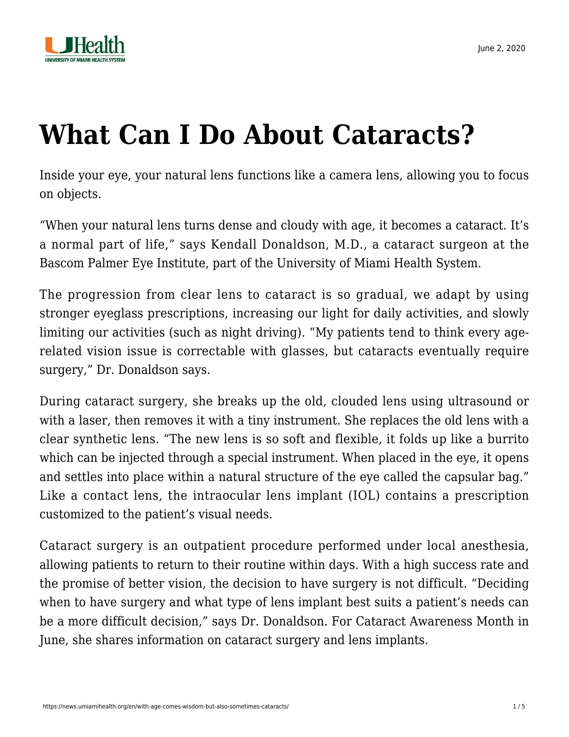# What Can I Do About Cataracts?

Inside your eye, your natural lens functions like a camera lens, allowing you to focus on objects.

"When your natural lens turns dense and cloudy with age, it becomes a cataract. It's a normal part of life," says Kendall Donaldson, M.D., a cataract surgeon at the Bascom Palmer Eye Institute, part of the University of Miami Health System.

The progression from clear lens to cataract is so gradual, we adapt by using stronger eyeglass prescriptions, increasing our light for daily activities, and slowly limiting our activities (such as night driving). "My patients tend to think every age-related vision issue is correctable with glasses, but cataracts eventually require surgery," Dr. Donaldson says.

During cataract surgery, she breaks up the old, clouded lens using ultrasound or with a laser, then removes it with a tiny instrument. She replaces the old lens with a clear synthetic lens. "The new lens is so soft and flexible, it folds up like a burrito which can be injected through a special instrument. When placed in the eye, it opens and settles into place within a natural structure of the eye called the capsular bag." Like a contact lens, the intraocular lens implant (IOL) contains a prescription customized to the patient's visual needs.

Cataract surgery is an outpatient procedure performed under local anesthesia, allowing patients to return to their routine within days. With a high success rate and the promise of better vision, the decision to have surgery is not difficult. "Deciding when to have surgery and what type of lens implant best suits a patient's needs can be a more difficult decision," says Dr. Donaldson. For Cataract Awareness Month in June, she shares information on cataract surgery and lens implants.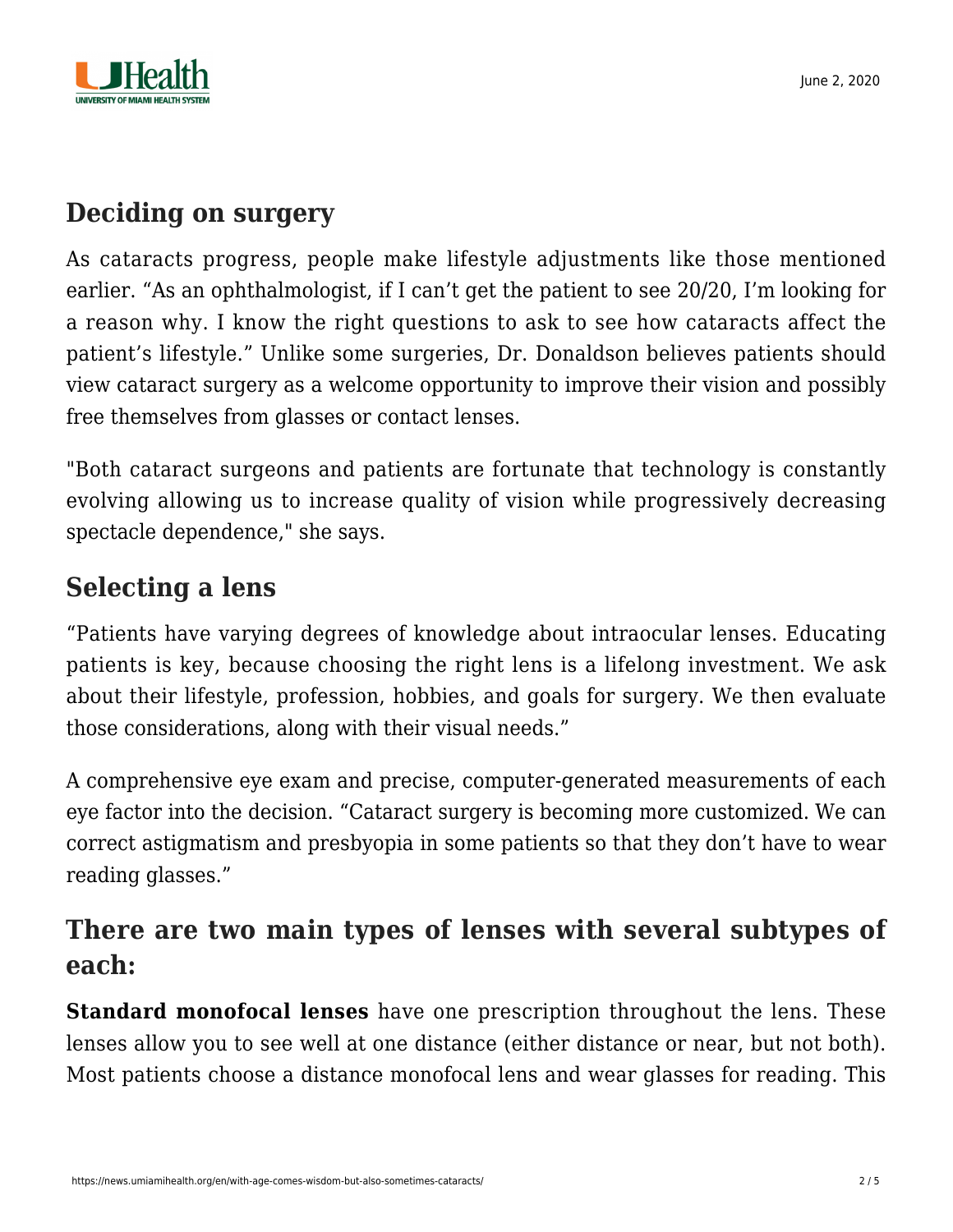## Deciding on surgery

As cataracts progress, people make lifestyle adjustments like those mentioned earlier. “As an ophthalmologist, if I can’t get the patient to see 20/20, I’m looking for a reason why. I know the right questions to ask to see how cataracts affect the patient’s lifestyle.” Unlike some surgeries, Dr. Donaldson believes patients should view cataract surgery as a welcome opportunity to improve their vision and possibly free themselves from glasses or contact lenses.

"Both cataract surgeons and patients are fortunate that technology is constantly evolving allowing us to increase quality of vision while progressively decreasing spectacle dependence," she says.

## Selecting a lens

“Patients have varying degrees of knowledge about intraocular lenses. Educating patients is key, because choosing the right lens is a lifelong investment. We ask about their lifestyle, profession, hobbies, and goals for surgery. We then evaluate those considerations, along with their visual needs.”

A comprehensive eye exam and precise, computer-generated measurements of each eye factor into the decision. “Cataract surgery is becoming more customized. We can correct astigmatism and presbyopia in some patients so that they don’t have to wear reading glasses.”

## There are two main types of lenses with several subtypes of each:

**Standard monofocal lenses** have one prescription throughout the lens. These lenses allow you to see well at one distance (either distance or near, but not both). Most patients choose a distance monofocal lens and wear glasses for reading. This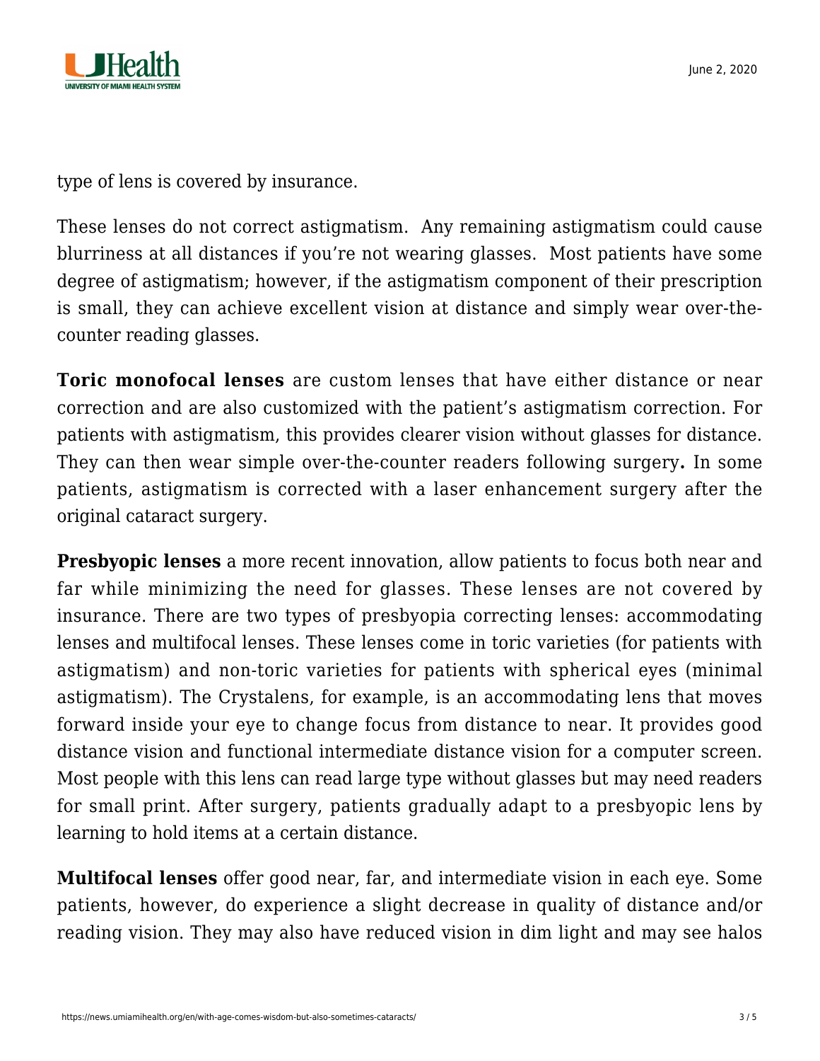type of lens is covered by insurance.

These lenses do not correct astigmatism. Any remaining astigmatism could cause blurriness at all distances if you're not wearing glasses. Most patients have some degree of astigmatism; however, if the astigmatism component of their prescription is small, they can achieve excellent vision at distance and simply wear over-the-counter reading glasses.

**Toric monofocal lenses** are custom lenses that have either distance or near correction and are also customized with the patient's astigmatism correction. For patients with astigmatism, this provides clearer vision without glasses for distance. They can then wear simple over-the-counter readers following surgery**.** In some patients, astigmatism is corrected with a laser enhancement surgery after the original cataract surgery.

**Presbyopic lenses** a more recent innovation, allow patients to focus both near and far while minimizing the need for glasses. These lenses are not covered by insurance. There are two types of presbyopia correcting lenses: accommodating lenses and multifocal lenses. These lenses come in toric varieties (for patients with astigmatism) and non-toric varieties for patients with spherical eyes (minimal astigmatism). The Crystalens, for example, is an accommodating lens that moves forward inside your eye to change focus from distance to near. It provides good distance vision and functional intermediate distance vision for a computer screen. Most people with this lens can read large type without glasses but may need readers for small print. After surgery, patients gradually adapt to a presbyopic lens by learning to hold items at a certain distance.

**Multifocal lenses** offer good near, far, and intermediate vision in each eye. Some patients, however, do experience a slight decrease in quality of distance and/or reading vision. They may also have reduced vision in dim light and may see halos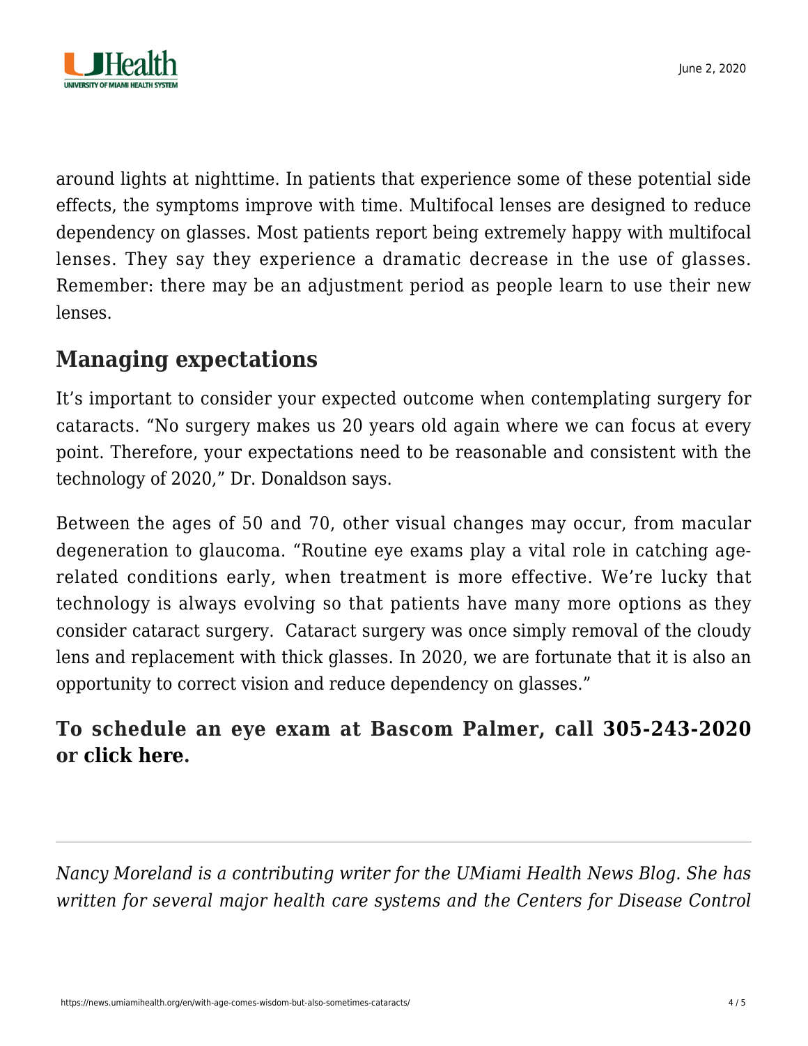around lights at nighttime. In patients that experience some of these potential side effects, the symptoms improve with time. Multifocal lenses are designed to reduce dependency on glasses. Most patients report being extremely happy with multifocal lenses. They say they experience a dramatic decrease in the use of glasses. Remember: there may be an adjustment period as people learn to use their new lenses.

## Managing expectations

It's important to consider your expected outcome when contemplating surgery for cataracts. "No surgery makes us 20 years old again where we can focus at every point. Therefore, your expectations need to be reasonable and consistent with the technology of 2020," Dr. Donaldson says.

Between the ages of 50 and 70, other visual changes may occur, from macular degeneration to glaucoma. "Routine eye exams play a vital role in catching age-related conditions early, when treatment is more effective. We're lucky that technology is always evolving so that patients have many more options as they consider cataract surgery. Cataract surgery was once simply removal of the cloudy lens and replacement with thick glasses. In 2020, we are fortunate that it is also an opportunity to correct vision and reduce dependency on glasses."

### To schedule an eye exam at Bascom Palmer, call 305-243-2020 or click here.

---

*Nancy Moreland is a contributing writer for the UMiami Health News Blog. She has written for several major health care systems and the Centers for Disease Control*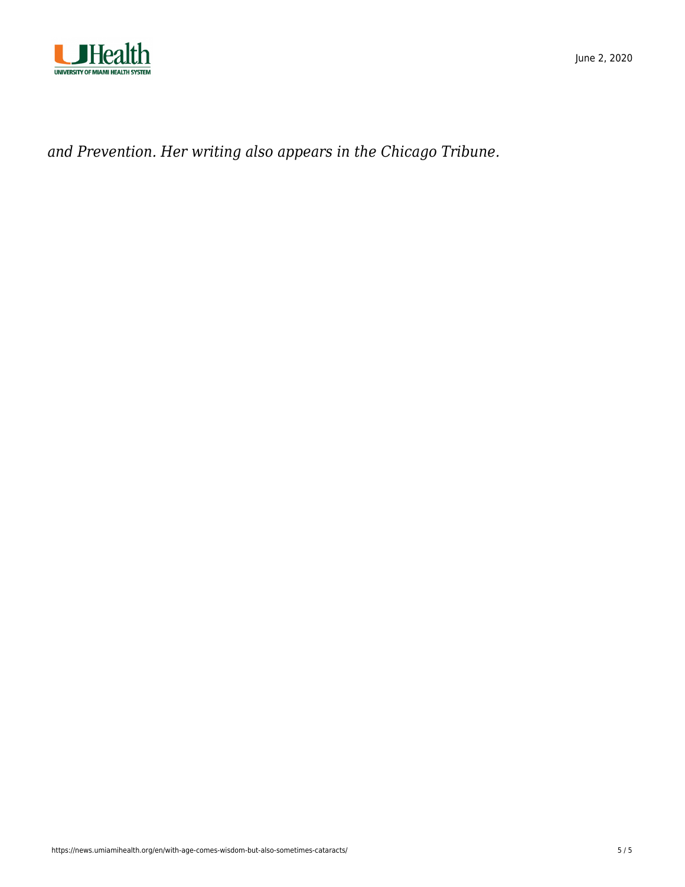*and Prevention. Her writing also appears in the Chicago Tribune.*